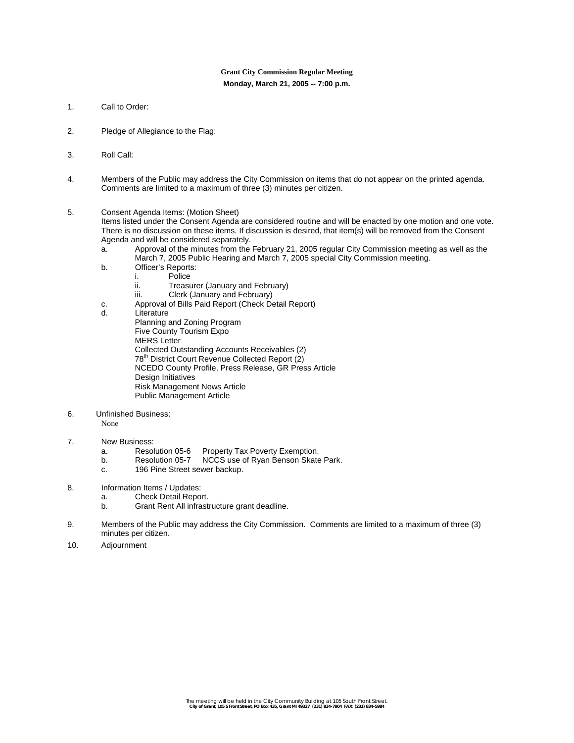**Grant City Commission Regular Meeting**

**Monday, March 21, 2005 -- 7:00 p.m.**

1. Call to Order:

2. Pledge of Allegiance to the Flag:

3. Roll Call:

4. Members of the Public may address the City Commission on items that do not appear on the printed agenda. Comments are limited to a maximum of three (3) minutes per citizen.

5. Consent Agenda Items: (Motion Sheet)
   Items listed under the Consent Agenda are considered routine and will be enacted by one motion and one vote. There is no discussion on these items. If discussion is desired, that item(s) will be removed from the Consent Agenda and will be considered separately.
   a. Approval of the minutes from the February 21, 2005 regular City Commission meeting as well as the March 7, 2005 Public Hearing and March 7, 2005 special City Commission meeting.
   b. Officer's Reports:
      i. Police
      ii. Treasurer (January and February)
      iii. Clerk (January and February)
   c. Approval of Bills Paid Report (Check Detail Report)
   d. Literature
      Planning and Zoning Program
      Five County Tourism Expo
      MERS Letter
      Collected Outstanding Accounts Receivables (2)
      78th District Court Revenue Collected Report (2)
      NCEDO County Profile, Press Release, GR Press Article
      Design Initiatives
      Risk Management News Article
      Public Management Article

6. Unfinished Business:
   None

7. New Business:
   a. Resolution 05-6 Property Tax Poverty Exemption.
   b. Resolution 05-7 NCCS use of Ryan Benson Skate Park.
   c. 196 Pine Street sewer backup.

8. Information Items / Updates:
   a. Check Detail Report.
   b. Grant Rent All infrastructure grant deadline.

9. Members of the Public may address the City Commission. Comments are limited to a maximum of three (3) minutes per citizen.

10. Adjournment

The meeting will be held in the City Community Building at 105 South Front Street.
**City of Grant, 105 S Front Street, PO Box 435, Grant MI 49327 (231) 834-7904 FAX: (231) 834-5984**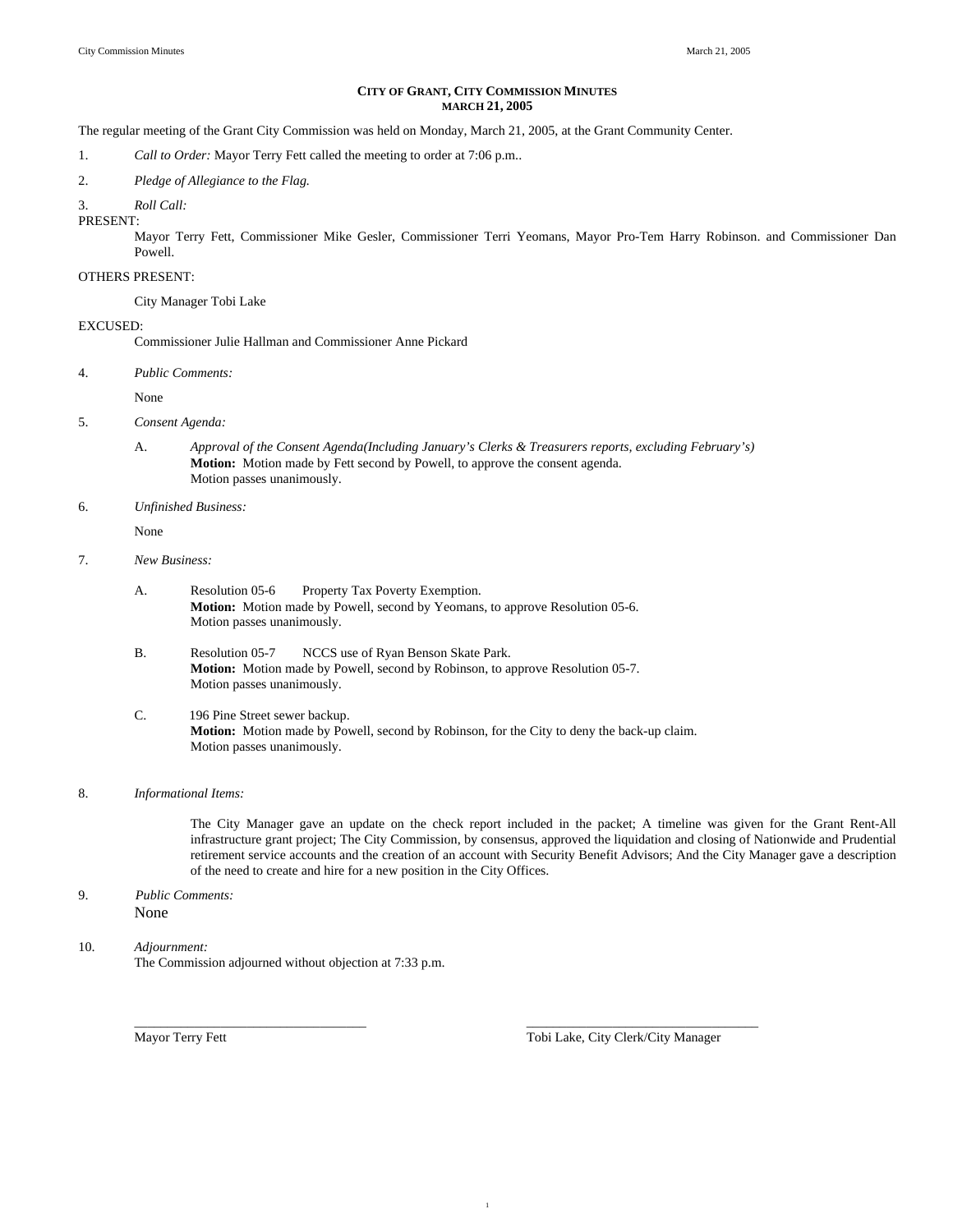**CITY OF GRANT, CITY COMMISSION MINUTES**
**MARCH 21, 2005**

The regular meeting of the Grant City Commission was held on Monday, March 21, 2005, at the Grant Community Center.

1. *Call to Order:* Mayor Terry Fett called the meeting to order at 7:06 p.m..

2. *Pledge of Allegiance to the Flag.*

3. *Roll Call:*

PRESENT:

Mayor Terry Fett, Commissioner Mike Gesler, Commissioner Terri Yeomans, Mayor Pro-Tem Harry Robinson. and Commissioner Dan Powell.

OTHERS PRESENT:

City Manager Tobi Lake

EXCUSED:

Commissioner Julie Hallman and Commissioner Anne Pickard

4. *Public Comments:*

None

5. *Consent Agenda:*

   A. *Approval of the Consent Agenda(Including January's Clerks & Treasurers reports, excluding February's)*
   **Motion:** Motion made by Fett second by Powell, to approve the consent agenda.
   Motion passes unanimously.

6. *Unfinished Business:*

None

7. *New Business:*

   A. Resolution 05-6 Property Tax Poverty Exemption.
   **Motion:** Motion made by Powell, second by Yeomans, to approve Resolution 05-6.
   Motion passes unanimously.

   B. Resolution 05-7 NCCS use of Ryan Benson Skate Park.
   **Motion:** Motion made by Powell, second by Robinson, to approve Resolution 05-7.
   Motion passes unanimously.

   C. 196 Pine Street sewer backup.
   **Motion:** Motion made by Powell, second by Robinson, for the City to deny the back-up claim.
   Motion passes unanimously.

8. *Informational Items:*

The City Manager gave an update on the check report included in the packet; A timeline was given for the Grant Rent-All infrastructure grant project; The City Commission, by consensus, approved the liquidation and closing of Nationwide and Prudential retirement service accounts and the creation of an account with Security Benefit Advisors; And the City Manager gave a description of the need to create and hire for a new position in the City Offices.

9. *Public Comments:*

None

10. *Adjournment:*

The Commission adjourned without objection at 7:33 p.m.

\_\_\_\_\_\_\_\_\_\_\_\_\_\_\_\_\_\_\_\_\_\_\_\_\_\_\_\_\_\_\_\_\_\_\_
Mayor Terry Fett

\_\_\_\_\_\_\_\_\_\_\_\_\_\_\_\_\_\_\_\_\_\_\_\_\_\_\_\_\_\_\_\_\_\_\_
Tobi Lake, City Clerk/City Manager